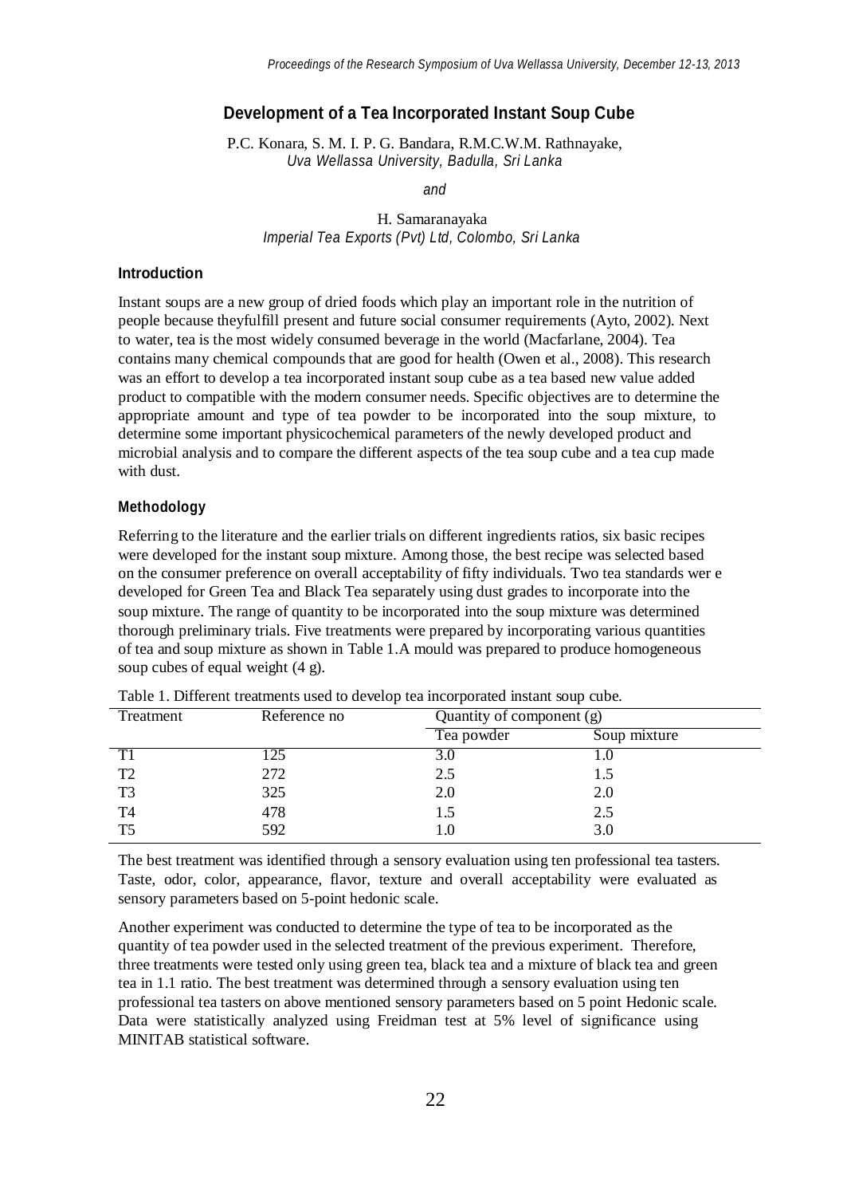# Development of a Tea Incorporated Instant Soup Cube

P.C. Konara, S. M. I. P. G. Bandara, R.M.C.W.M. Rathnayake,
*Uva Wellassa University, Badulla, Sri Lanka*

*and*

H. Samaranayaka
*Imperial Tea Exports (Pvt) Ltd, Colombo, Sri Lanka*

## Introduction

Instant soups are a new group of dried foods which play an important role in the nutrition of people because theyfulfill present and future social consumer requirements (Ayto, 2002). Next to water, tea is the most widely consumed beverage in the world (Macfarlane, 2004). Tea contains many chemical compounds that are good for health (Owen et al., 2008). This research was an effort to develop a tea incorporated instant soup cube as a tea based new value added product to compatible with the modern consumer needs. Specific objectives are to determine the appropriate amount and type of tea powder to be incorporated into the soup mixture, to determine some important physicochemical parameters of the newly developed product and microbial analysis and to compare the different aspects of the tea soup cube and a tea cup made with dust.

## Methodology

Referring to the literature and the earlier trials on different ingredients ratios, six basic recipes were developed for the instant soup mixture. Among those, the best recipe was selected based on the consumer preference on overall acceptability of fifty individuals. Two tea standards wer e developed for Green Tea and Black Tea separately using dust grades to incorporate into the soup mixture. The range of quantity to be incorporated into the soup mixture was determined thorough preliminary trials. Five treatments were prepared by incorporating various quantities of tea and soup mixture as shown in Table 1.A mould was prepared to produce homogeneous soup cubes of equal weight (4 g).

Table 1. Different treatments used to develop tea incorporated instant soup cube.

| Treatment | Reference no | Quantity of component (g) | |
|---|---|---|---|
| | | Tea powder | Soup mixture |
| T1 | 125 | 3.0 | 1.0 |
| T2 | 272 | 2.5 | 1.5 |
| T3 | 325 | 2.0 | 2.0 |
| T4 | 478 | 1.5 | 2.5 |
| T5 | 592 | 1.0 | 3.0 |

The best treatment was identified through a sensory evaluation using ten professional tea tasters. Taste, odor, color, appearance, flavor, texture and overall acceptability were evaluated as sensory parameters based on 5-point hedonic scale.

Another experiment was conducted to determine the type of tea to be incorporated as the quantity of tea powder used in the selected treatment of the previous experiment. Therefore, three treatments were tested only using green tea, black tea and a mixture of black tea and green tea in 1.1 ratio. The best treatment was determined through a sensory evaluation using ten professional tea tasters on above mentioned sensory parameters based on 5 point Hedonic scale. Data were statistically analyzed using Freidman test at 5% level of significance using MINITAB statistical software.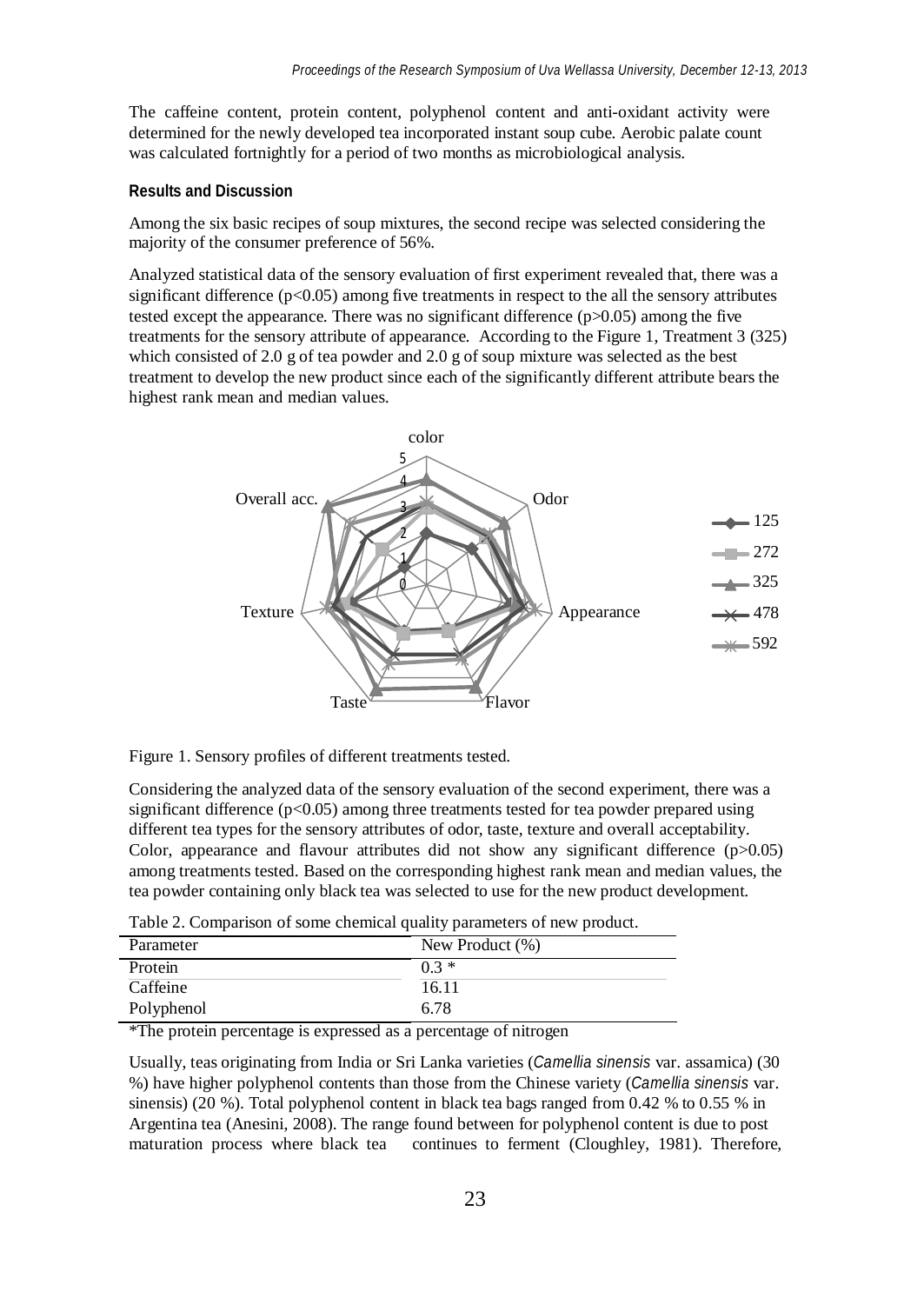The caffeine content, protein content, polyphenol content and anti-oxidant activity were determined for the newly developed tea incorporated instant soup cube. Aerobic palate count was calculated fortnightly for a period of two months as microbiological analysis.

**Results and Discussion**

Among the six basic recipes of soup mixtures, the second recipe was selected considering the majority of the consumer preference of 56%.

Analyzed statistical data of the sensory evaluation of first experiment revealed that, there was a significant difference ($p<0.05$) among five treatments in respect to the all the sensory attributes tested except the appearance. There was no significant difference ($p>0.05$) among the five treatments for the sensory attribute of appearance. According to the Figure 1, Treatment 3 (325) which consisted of 2.0 g of tea powder and 2.0 g of soup mixture was selected as the best treatment to develop the new product since each of the significantly different attribute bears the highest rank mean and median values.

Figure 1. Sensory profiles of different treatments tested.

Considering the analyzed data of the sensory evaluation of the second experiment, there was a significant difference ($p<0.05$) among three treatments tested for tea powder prepared using different tea types for the sensory attributes of odor, taste, texture and overall acceptability. Color, appearance and flavour attributes did not show any significant difference ($p>0.05$) among treatments tested. Based on the corresponding highest rank mean and median values, the tea powder containing only black tea was selected to use for the new product development.

Table 2. Comparison of some chemical quality parameters of new product.

| Parameter | New Product (%) |
|---|---|
| Protein | 0.3 * |
| Caffeine | 16.11 |
| Polyphenol | 6.78 |

*The protein percentage is expressed as a percentage of nitrogen

Usually, teas originating from India or Sri Lanka varieties (*Camellia sinensis* var. assamica) (30 %) have higher polyphenol contents than those from the Chinese variety (*Camellia sinensis* var. sinensis) (20 %). Total polyphenol content in black tea bags ranged from 0.42 % to 0.55 % in Argentina tea (Anesini, 2008). The range found between for polyphenol content is due to post maturation process where black tea continues to ferment (Cloughley, 1981). Therefore,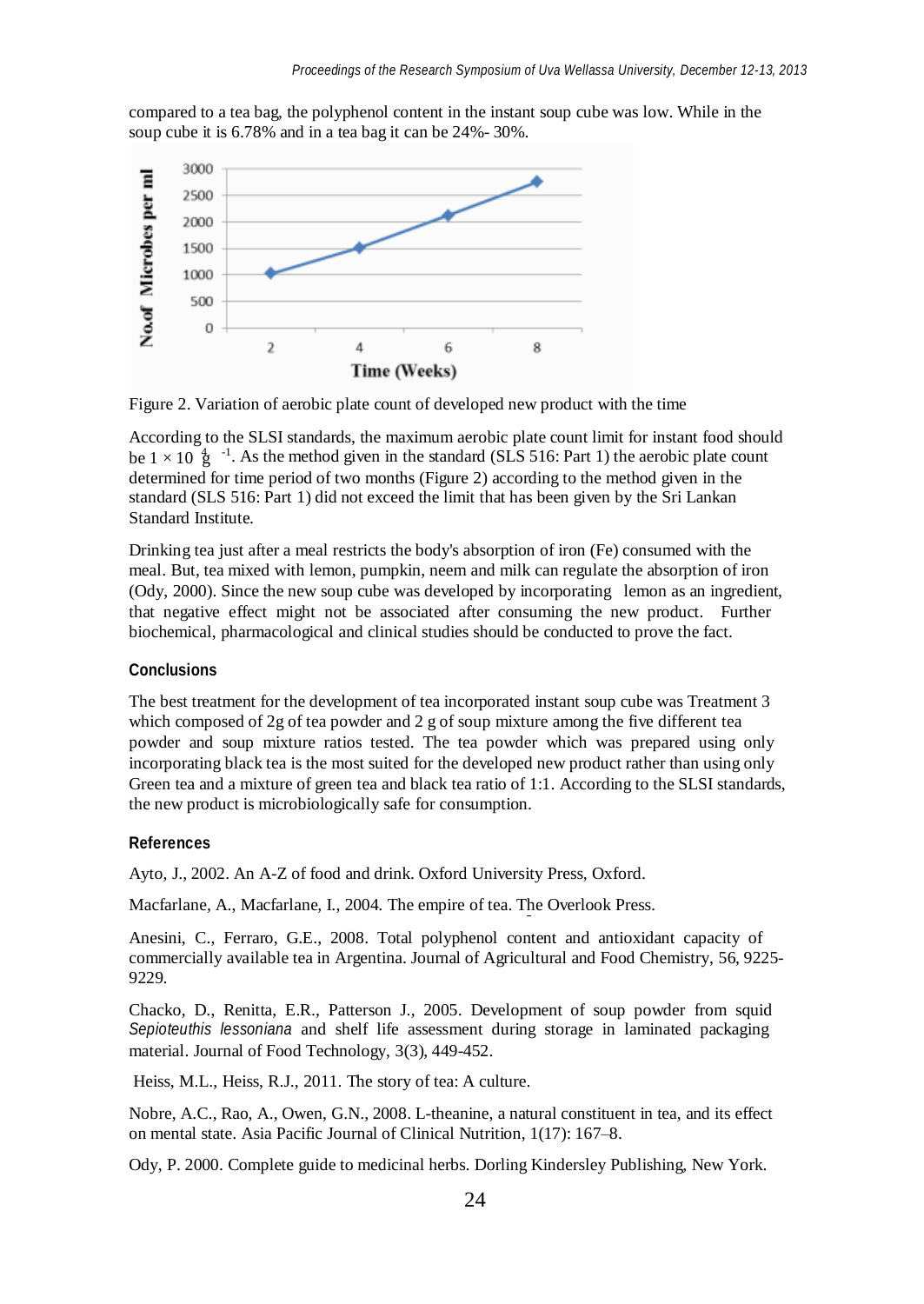compared to a tea bag, the polyphenol content in the instant soup cube was low. While in the soup cube it is 6.78% and in a tea bag it can be 24%- 30%.

No.of Microbes per ml

3000
2500
2000
1500
1000
500
0

2
4
6
8

Time (Weeks)

Figure 2. Variation of aerobic plate count of developed new product with the time

According to the SLSI standards, the maximum aerobic plate count limit for instant food should be $1 \times 10^4$ $g^{-1}$. As the method given in the standard (SLS 516: Part 1) the aerobic plate count determined for time period of two months (Figure 2) according to the method given in the standard (SLS 516: Part 1) did not exceed the limit that has been given by the Sri Lankan Standard Institute.

Drinking tea just after a meal restricts the body's absorption of iron (Fe) consumed with the meal. But, tea mixed with lemon, pumpkin, neem and milk can regulate the absorption of iron (Ody, 2000). Since the new soup cube was developed by incorporating lemon as an ingredient, that negative effect might not be associated after consuming the new product. Further biochemical, pharmacological and clinical studies should be conducted to prove the fact.

## Conclusions

The best treatment for the development of tea incorporated instant soup cube was Treatment 3 which composed of 2g of tea powder and 2 g of soup mixture among the five different tea powder and soup mixture ratios tested. The tea powder which was prepared using only incorporating black tea is the most suited for the developed new product rather than using only Green tea and a mixture of green tea and black tea ratio of 1:1. According to the SLSI standards, the new product is microbiologically safe for consumption.

## References

Ayto, J., 2002. An A-Z of food and drink. Oxford University Press, Oxford.

Macfarlane, A., Macfarlane, I., 2004. The empire of tea. The Overlook Press.

Anesini, C., Ferraro, G.E., 2008. Total polyphenol content and antioxidant capacity of commercially available tea in Argentina. Journal of Agricultural and Food Chemistry, 56, 9225-9229.

Chacko, D., Renitta, E.R., Patterson J., 2005. Development of soup powder from squid *Sepioteuthis lessoniana* and shelf life assessment during storage in laminated packaging material. Journal of Food Technology, 3(3), 449-452.

Heiss, M.L., Heiss, R.J., 2011. The story of tea: A culture.

Nobre, A.C., Rao, A., Owen, G.N., 2008. L-theanine, a natural constituent in tea, and its effect on mental state. Asia Pacific Journal of Clinical Nutrition, 1(17): 167–8.

Ody, P. 2000. Complete guide to medicinal herbs. Dorling Kindersley Publishing, New York.